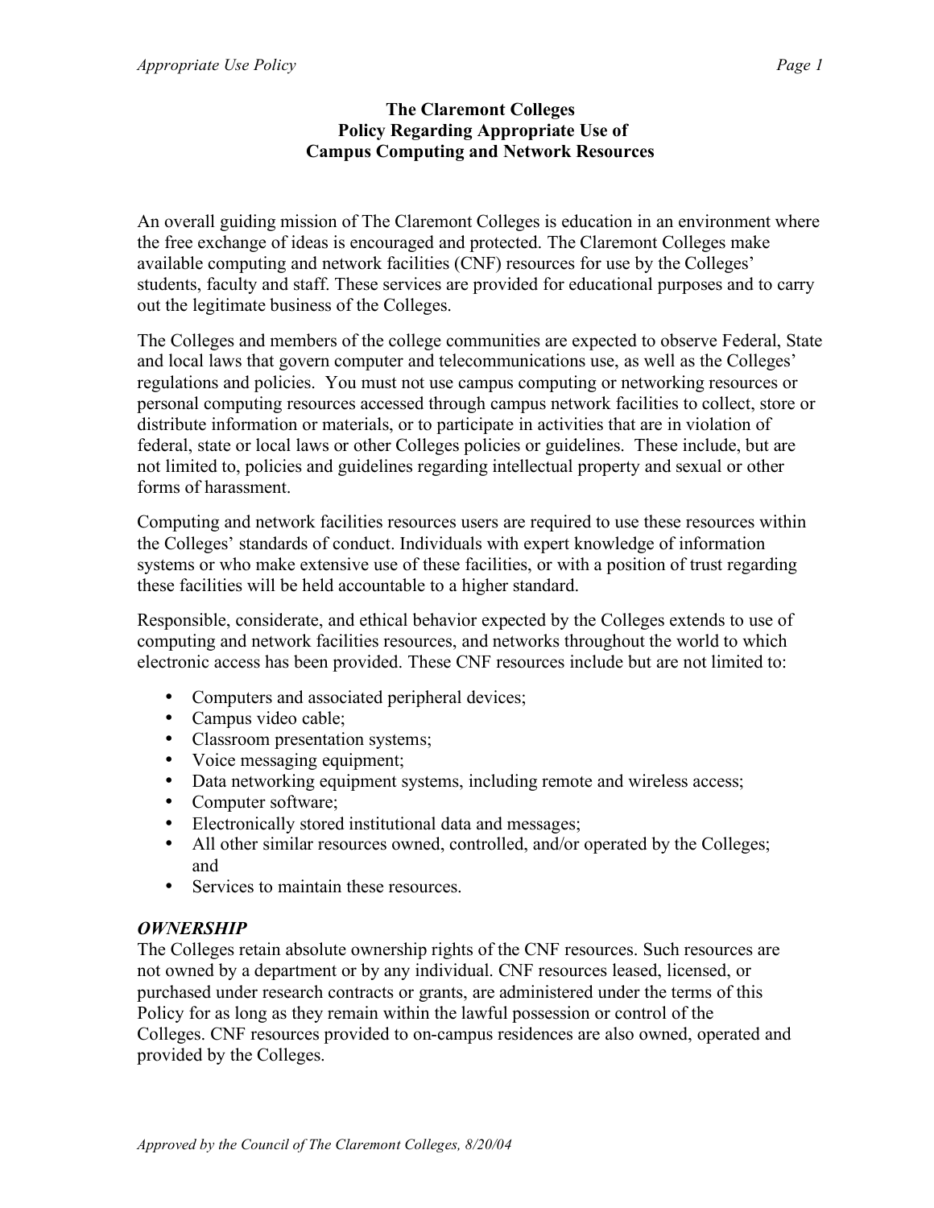# The Claremont Colleges
# Policy Regarding Appropriate Use of
# Campus Computing and Network Resources

An overall guiding mission of The Claremont Colleges is education in an environment where the free exchange of ideas is encouraged and protected. The Claremont Colleges make available computing and network facilities (CNF) resources for use by the Colleges' students, faculty and staff. These services are provided for educational purposes and to carry out the legitimate business of the Colleges.

The Colleges and members of the college communities are expected to observe Federal, State and local laws that govern computer and telecommunications use, as well as the Colleges' regulations and policies. You must not use campus computing or networking resources or personal computing resources accessed through campus network facilities to collect, store or distribute information or materials, or to participate in activities that are in violation of federal, state or local laws or other Colleges policies or guidelines. These include, but are not limited to, policies and guidelines regarding intellectual property and sexual or other forms of harassment.

Computing and network facilities resources users are required to use these resources within the Colleges' standards of conduct. Individuals with expert knowledge of information systems or who make extensive use of these facilities, or with a position of trust regarding these facilities will be held accountable to a higher standard.

Responsible, considerate, and ethical behavior expected by the Colleges extends to use of computing and network facilities resources, and networks throughout the world to which electronic access has been provided. These CNF resources include but are not limited to:

- Computers and associated peripheral devices;
- Campus video cable;
- Classroom presentation systems;
- Voice messaging equipment;
- Data networking equipment systems, including remote and wireless access;
- Computer software;
- Electronically stored institutional data and messages;
- All other similar resources owned, controlled, and/or operated by the Colleges; and
- Services to maintain these resources.

### *OWNERSHIP*

The Colleges retain absolute ownership rights of the CNF resources. Such resources are not owned by a department or by any individual. CNF resources leased, licensed, or purchased under research contracts or grants, are administered under the terms of this Policy for as long as they remain within the lawful possession or control of the Colleges. CNF resources provided to on-campus residences are also owned, operated and provided by the Colleges.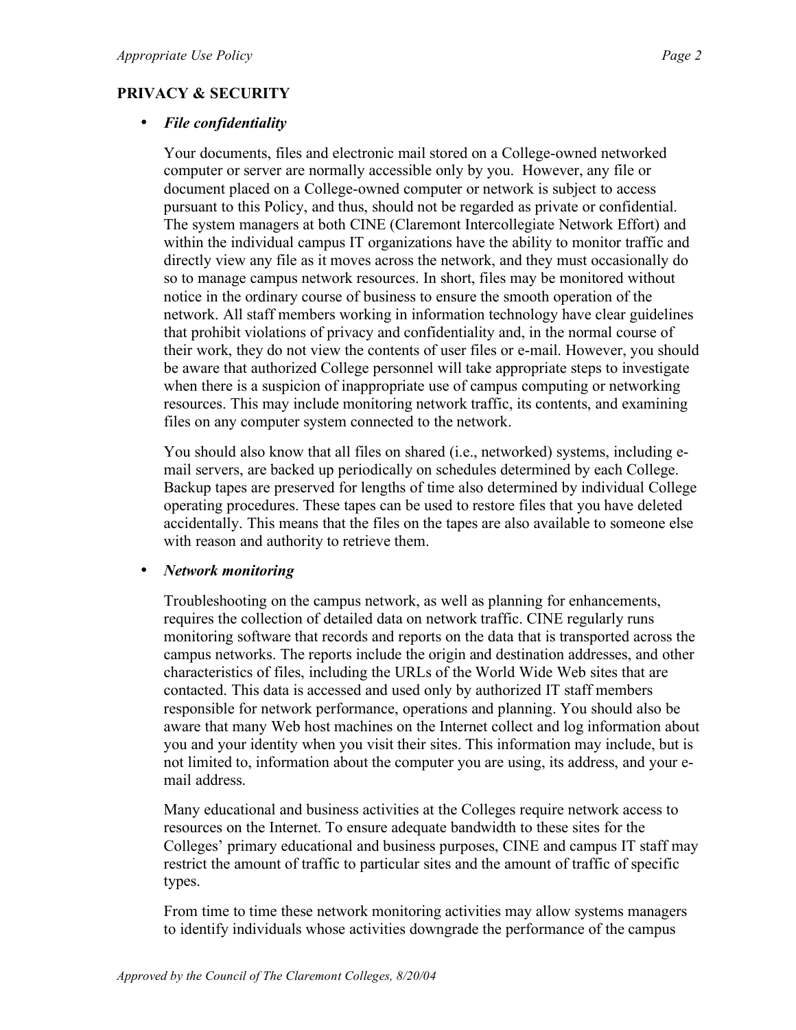## PRIVACY & SECURITY

- ***File confidentiality***

  Your documents, files and electronic mail stored on a College-owned networked computer or server are normally accessible only by you. However, any file or document placed on a College-owned computer or network is subject to access pursuant to this Policy, and thus, should not be regarded as private or confidential. The system managers at both CINE (Claremont Intercollegiate Network Effort) and within the individual campus IT organizations have the ability to monitor traffic and directly view any file as it moves across the network, and they must occasionally do so to manage campus network resources. In short, files may be monitored without notice in the ordinary course of business to ensure the smooth operation of the network. All staff members working in information technology have clear guidelines that prohibit violations of privacy and confidentiality and, in the normal course of their work, they do not view the contents of user files or e-mail. However, you should be aware that authorized College personnel will take appropriate steps to investigate when there is a suspicion of inappropriate use of campus computing or networking resources. This may include monitoring network traffic, its contents, and examining files on any computer system connected to the network.

  You should also know that all files on shared (i.e., networked) systems, including e-mail servers, are backed up periodically on schedules determined by each College. Backup tapes are preserved for lengths of time also determined by individual College operating procedures. These tapes can be used to restore files that you have deleted accidentally. This means that the files on the tapes are also available to someone else with reason and authority to retrieve them.

- ***Network monitoring***

  Troubleshooting on the campus network, as well as planning for enhancements, requires the collection of detailed data on network traffic. CINE regularly runs monitoring software that records and reports on the data that is transported across the campus networks. The reports include the origin and destination addresses, and other characteristics of files, including the URLs of the World Wide Web sites that are contacted. This data is accessed and used only by authorized IT staff members responsible for network performance, operations and planning. You should also be aware that many Web host machines on the Internet collect and log information about you and your identity when you visit their sites. This information may include, but is not limited to, information about the computer you are using, its address, and your e-mail address.

  Many educational and business activities at the Colleges require network access to resources on the Internet. To ensure adequate bandwidth to these sites for the Colleges' primary educational and business purposes, CINE and campus IT staff may restrict the amount of traffic to particular sites and the amount of traffic of specific types.

  From time to time these network monitoring activities may allow systems managers to identify individuals whose activities downgrade the performance of the campus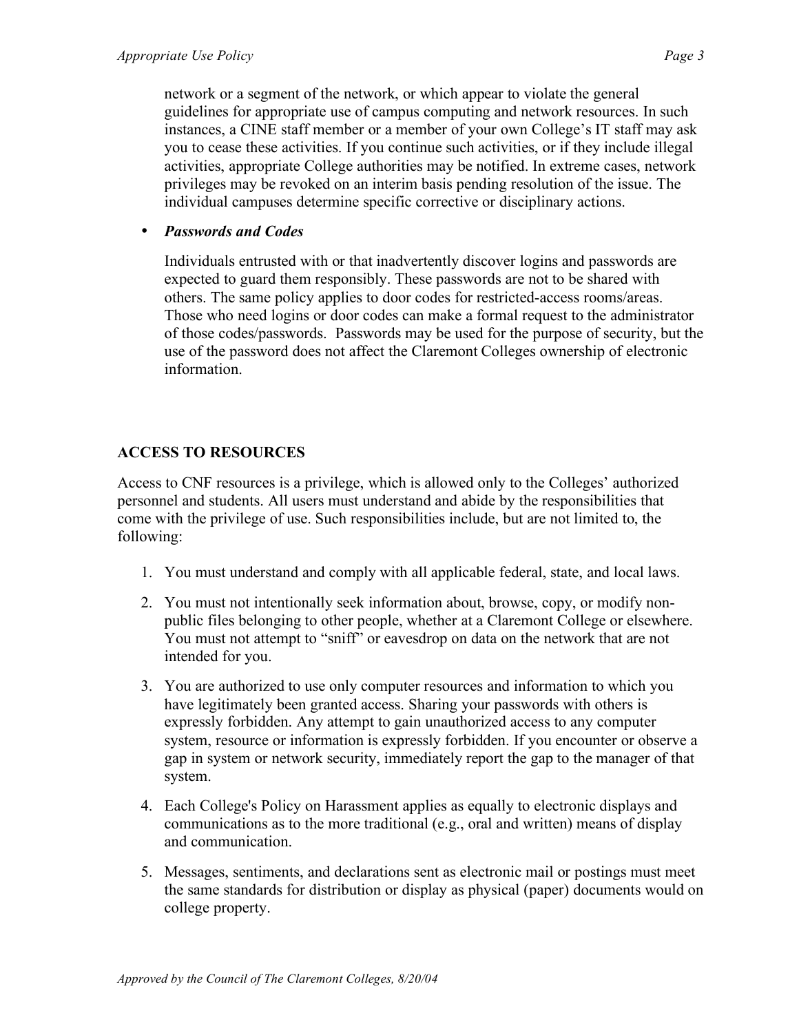network or a segment of the network, or which appear to violate the general guidelines for appropriate use of campus computing and network resources. In such instances, a CINE staff member or a member of your own College's IT staff may ask you to cease these activities. If you continue such activities, or if they include illegal activities, appropriate College authorities may be notified. In extreme cases, network privileges may be revoked on an interim basis pending resolution of the issue. The individual campuses determine specific corrective or disciplinary actions.

- ***Passwords and Codes***

  Individuals entrusted with or that inadvertently discover logins and passwords are expected to guard them responsibly. These passwords are not to be shared with others. The same policy applies to door codes for restricted-access rooms/areas. Those who need logins or door codes can make a formal request to the administrator of those codes/passwords. Passwords may be used for the purpose of security, but the use of the password does not affect the Claremont Colleges ownership of electronic information.

## ACCESS TO RESOURCES

Access to CNF resources is a privilege, which is allowed only to the Colleges' authorized personnel and students. All users must understand and abide by the responsibilities that come with the privilege of use. Such responsibilities include, but are not limited to, the following:

1. You must understand and comply with all applicable federal, state, and local laws.
2. You must not intentionally seek information about, browse, copy, or modify non-public files belonging to other people, whether at a Claremont College or elsewhere. You must not attempt to "sniff" or eavesdrop on data on the network that are not intended for you.
3. You are authorized to use only computer resources and information to which you have legitimately been granted access. Sharing your passwords with others is expressly forbidden. Any attempt to gain unauthorized access to any computer system, resource or information is expressly forbidden. If you encounter or observe a gap in system or network security, immediately report the gap to the manager of that system.
4. Each College's Policy on Harassment applies as equally to electronic displays and communications as to the more traditional (e.g., oral and written) means of display and communication.
5. Messages, sentiments, and declarations sent as electronic mail or postings must meet the same standards for distribution or display as physical (paper) documents would on college property.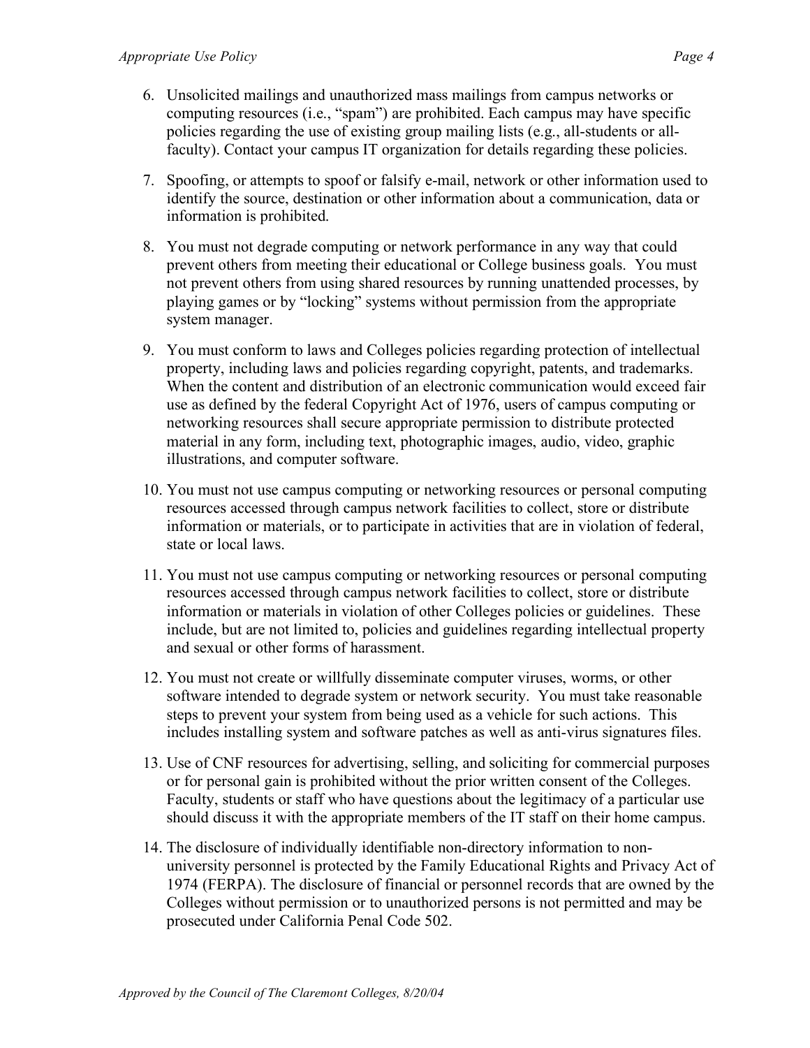6. Unsolicited mailings and unauthorized mass mailings from campus networks or computing resources (i.e., "spam") are prohibited. Each campus may have specific policies regarding the use of existing group mailing lists (e.g., all-students or all-faculty). Contact your campus IT organization for details regarding these policies.

7. Spoofing, or attempts to spoof or falsify e-mail, network or other information used to identify the source, destination or other information about a communication, data or information is prohibited.

8. You must not degrade computing or network performance in any way that could prevent others from meeting their educational or College business goals. You must not prevent others from using shared resources by running unattended processes, by playing games or by "locking" systems without permission from the appropriate system manager.

9. You must conform to laws and Colleges policies regarding protection of intellectual property, including laws and policies regarding copyright, patents, and trademarks. When the content and distribution of an electronic communication would exceed fair use as defined by the federal Copyright Act of 1976, users of campus computing or networking resources shall secure appropriate permission to distribute protected material in any form, including text, photographic images, audio, video, graphic illustrations, and computer software.

10. You must not use campus computing or networking resources or personal computing resources accessed through campus network facilities to collect, store or distribute information or materials, or to participate in activities that are in violation of federal, state or local laws.

11. You must not use campus computing or networking resources or personal computing resources accessed through campus network facilities to collect, store or distribute information or materials in violation of other Colleges policies or guidelines. These include, but are not limited to, policies and guidelines regarding intellectual property and sexual or other forms of harassment.

12. You must not create or willfully disseminate computer viruses, worms, or other software intended to degrade system or network security. You must take reasonable steps to prevent your system from being used as a vehicle for such actions. This includes installing system and software patches as well as anti-virus signatures files.

13. Use of CNF resources for advertising, selling, and soliciting for commercial purposes or for personal gain is prohibited without the prior written consent of the Colleges. Faculty, students or staff who have questions about the legitimacy of a particular use should discuss it with the appropriate members of the IT staff on their home campus.

14. The disclosure of individually identifiable non-directory information to non-university personnel is protected by the Family Educational Rights and Privacy Act of 1974 (FERPA). The disclosure of financial or personnel records that are owned by the Colleges without permission or to unauthorized persons is not permitted and may be prosecuted under California Penal Code 502.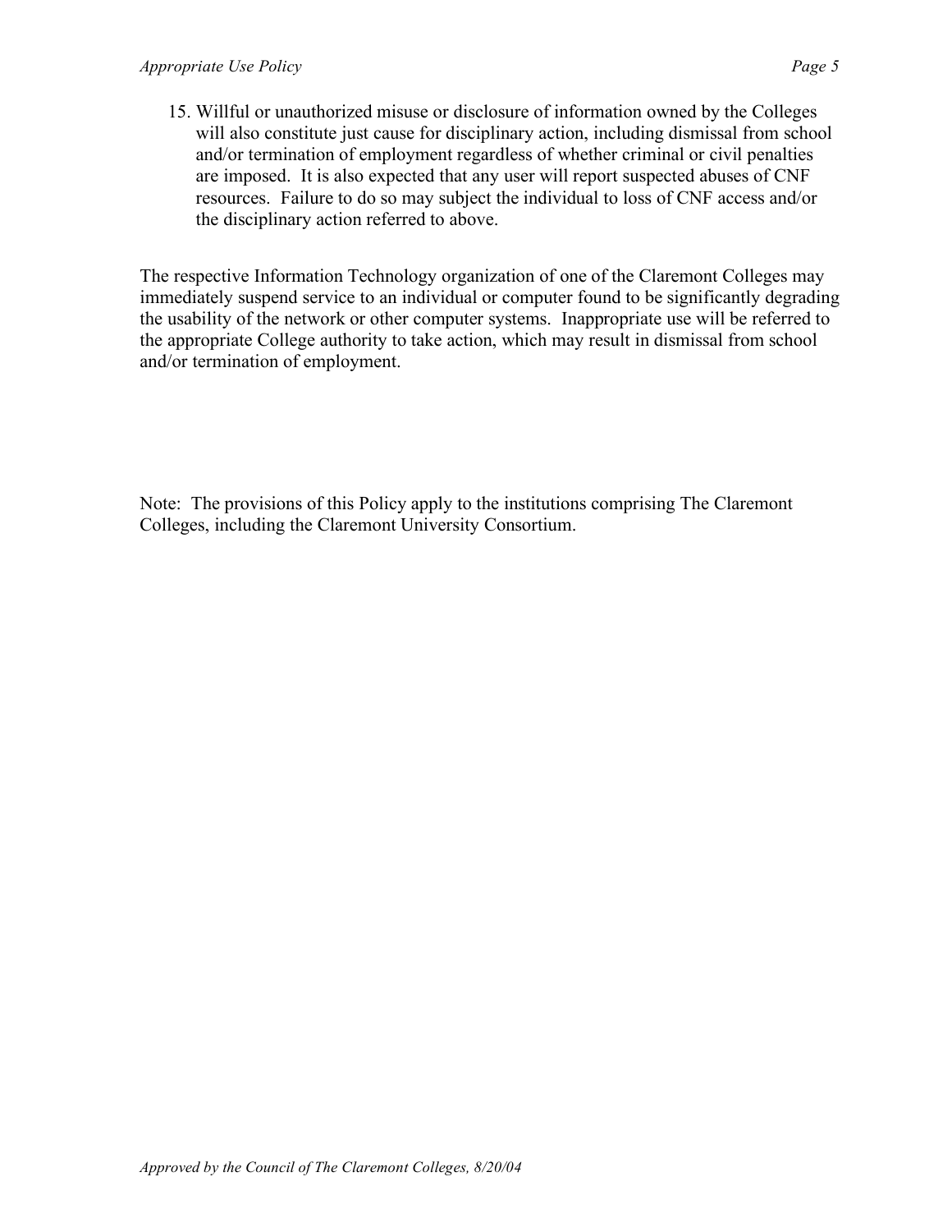15. Willful or unauthorized misuse or disclosure of information owned by the Colleges will also constitute just cause for disciplinary action, including dismissal from school and/or termination of employment regardless of whether criminal or civil penalties are imposed. It is also expected that any user will report suspected abuses of CNF resources. Failure to do so may subject the individual to loss of CNF access and/or the disciplinary action referred to above.

The respective Information Technology organization of one of the Claremont Colleges may immediately suspend service to an individual or computer found to be significantly degrading the usability of the network or other computer systems. Inappropriate use will be referred to the appropriate College authority to take action, which may result in dismissal from school and/or termination of employment.

Note: The provisions of this Policy apply to the institutions comprising The Claremont Colleges, including the Claremont University Consortium.